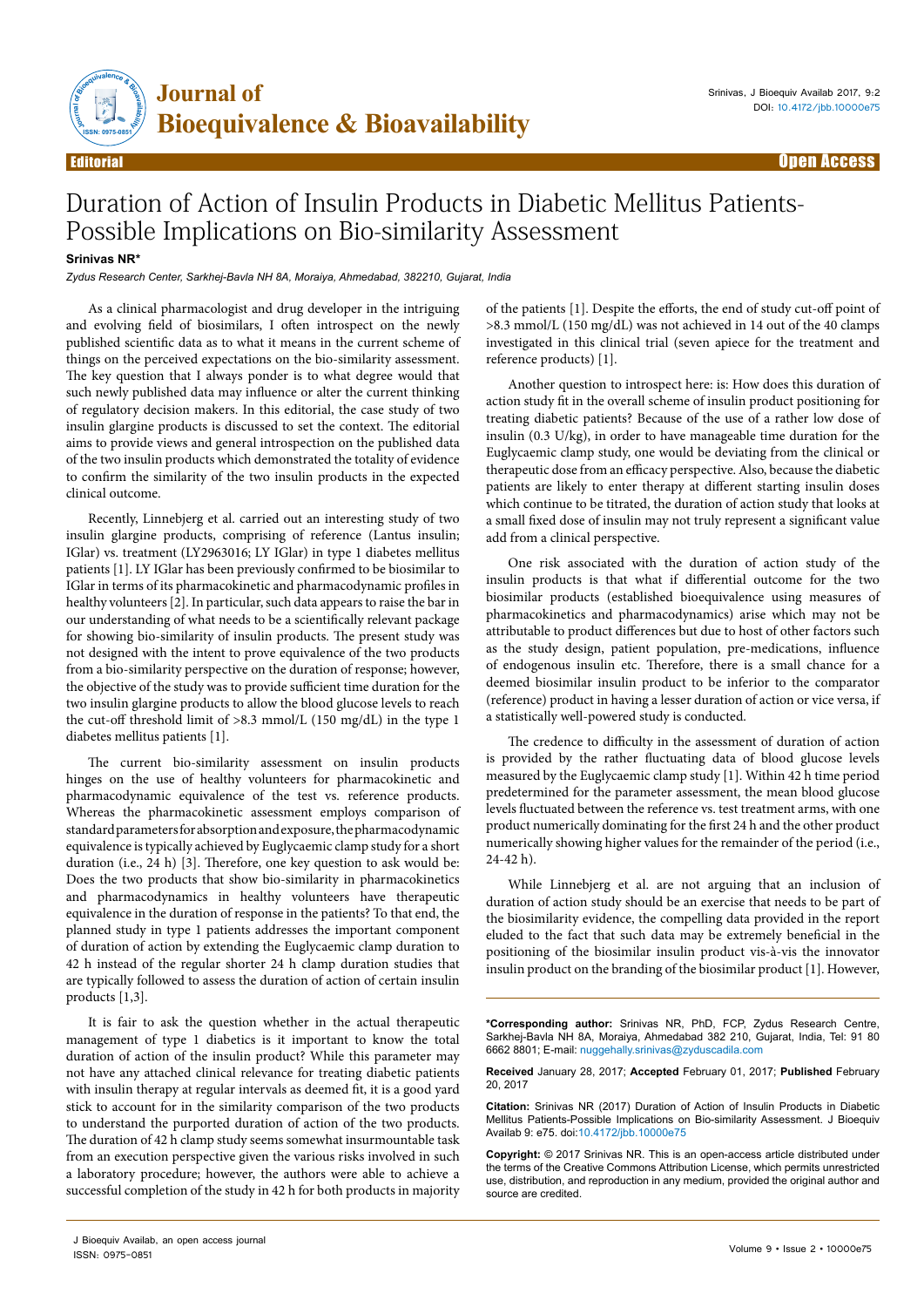Editorial

Open Access

# Duration of Action of Insulin Products in Diabetic Mellitus Patients-Possible Implications on Bio-similarity Assessment

**Srinivas NR***

*Zydus Research Center, Sarkhej-Bavla NH 8A, Moraiya, Ahmedabad, 382210, Gujarat, India*

As a clinical pharmacologist and drug developer in the intriguing and evolving field of biosimilars, I often introspect on the newly published scientific data as to what it means in the current scheme of things on the perceived expectations on the bio-similarity assessment. The key question that I always ponder is to what degree would that such newly published data may influence or alter the current thinking of regulatory decision makers. In this editorial, the case study of two insulin glargine products is discussed to set the context. The editorial aims to provide views and general introspection on the published data of the two insulin products which demonstrated the totality of evidence to confirm the similarity of the two insulin products in the expected clinical outcome.

Recently, Linnebjerg et al. carried out an interesting study of two insulin glargine products, comprising of reference (Lantus insulin; IGlar) vs. treatment (LY2963016; LY IGlar) in type 1 diabetes mellitus patients [1]. LY IGlar has been previously confirmed to be biosimilar to IGlar in terms of its pharmacokinetic and pharmacodynamic profiles in healthy volunteers [2]. In particular, such data appears to raise the bar in our understanding of what needs to be a scientifically relevant package for showing bio-similarity of insulin products. The present study was not designed with the intent to prove equivalence of the two products from a bio-similarity perspective on the duration of response; however, the objective of the study was to provide sufficient time duration for the two insulin glargine products to allow the blood glucose levels to reach the cut-off threshold limit of >8.3 mmol/L (150 mg/dL) in the type 1 diabetes mellitus patients [1].

The current bio-similarity assessment on insulin products hinges on the use of healthy volunteers for pharmacokinetic and pharmacodynamic equivalence of the test vs. reference products. Whereas the pharmacokinetic assessment employs comparison of standard parameters for absorption and exposure, the pharmacodynamic equivalence is typically achieved by Euglycaemic clamp study for a short duration (i.e., 24 h) [3]. Therefore, one key question to ask would be: Does the two products that show bio-similarity in pharmacokinetics and pharmacodynamics in healthy volunteers have therapeutic equivalence in the duration of response in the patients? To that end, the planned study in type 1 patients addresses the important component of duration of action by extending the Euglycaemic clamp duration to 42 h instead of the regular shorter 24 h clamp duration studies that are typically followed to assess the duration of action of certain insulin products [1,3].

It is fair to ask the question whether in the actual therapeutic management of type 1 diabetics is it important to know the total duration of action of the insulin product? While this parameter may not have any attached clinical relevance for treating diabetic patients with insulin therapy at regular intervals as deemed fit, it is a good yard stick to account for in the similarity comparison of the two products to understand the purported duration of action of the two products. The duration of 42 h clamp study seems somewhat insurmountable task from an execution perspective given the various risks involved in such a laboratory procedure; however, the authors were able to achieve a successful completion of the study in 42 h for both products in majority of the patients [1]. Despite the efforts, the end of study cut-off point of >8.3 mmol/L (150 mg/dL) was not achieved in 14 out of the 40 clamps investigated in this clinical trial (seven apiece for the treatment and reference products) [1].

Another question to introspect here: is: How does this duration of action study fit in the overall scheme of insulin product positioning for treating diabetic patients? Because of the use of a rather low dose of insulin (0.3 U/kg), in order to have manageable time duration for the Euglycaemic clamp study, one would be deviating from the clinical or therapeutic dose from an efficacy perspective. Also, because the diabetic patients are likely to enter therapy at different starting insulin doses which continue to be titrated, the duration of action study that looks at a small fixed dose of insulin may not truly represent a significant value add from a clinical perspective.

One risk associated with the duration of action study of the insulin products is that what if differential outcome for the two biosimilar products (established bioequivalence using measures of pharmacokinetics and pharmacodynamics) arise which may not be attributable to product differences but due to host of other factors such as the study design, patient population, pre-medications, influence of endogenous insulin etc. Therefore, there is a small chance for a deemed biosimilar insulin product to be inferior to the comparator (reference) product in having a lesser duration of action or vice versa, if a statistically well-powered study is conducted.

The credence to difficulty in the assessment of duration of action is provided by the rather fluctuating data of blood glucose levels measured by the Euglycaemic clamp study [1]. Within 42 h time period predetermined for the parameter assessment, the mean blood glucose levels fluctuated between the reference vs. test treatment arms, with one product numerically dominating for the first 24 h and the other product numerically showing higher values for the remainder of the period (i.e., 24-42 h).

While Linnebjerg et al. are not arguing that an inclusion of duration of action study should be an exercise that needs to be part of the biosimilarity evidence, the compelling data provided in the report eluded to the fact that such data may be extremely beneficial in the positioning of the biosimilar insulin product vis-à-vis the innovator insulin product on the branding of the biosimilar product [1]. However,

---

**\*Corresponding author:** Srinivas NR, PhD, FCP, Zydus Research Centre, Sarkhej-Bavla NH 8A, Moraiya, Ahmedabad 382 210, Gujarat, India, Tel: 91 80 6662 8801; E-mail: nuggehally.srinivas@zyduscadila.com

**Received** January 28, 2017; **Accepted** February 01, 2017; **Published** February 20, 2017

**Citation:** Srinivas NR (2017) Duration of Action of Insulin Products in Diabetic Mellitus Patients-Possible Implications on Bio-similarity Assessment. J Bioequiv Availab 9: e75. doi:10.4172/jbb.10000e75

**Copyright:** © 2017 Srinivas NR. This is an open-access article distributed under the terms of the Creative Commons Attribution License, which permits unrestricted use, distribution, and reproduction in any medium, provided the original author and source are credited.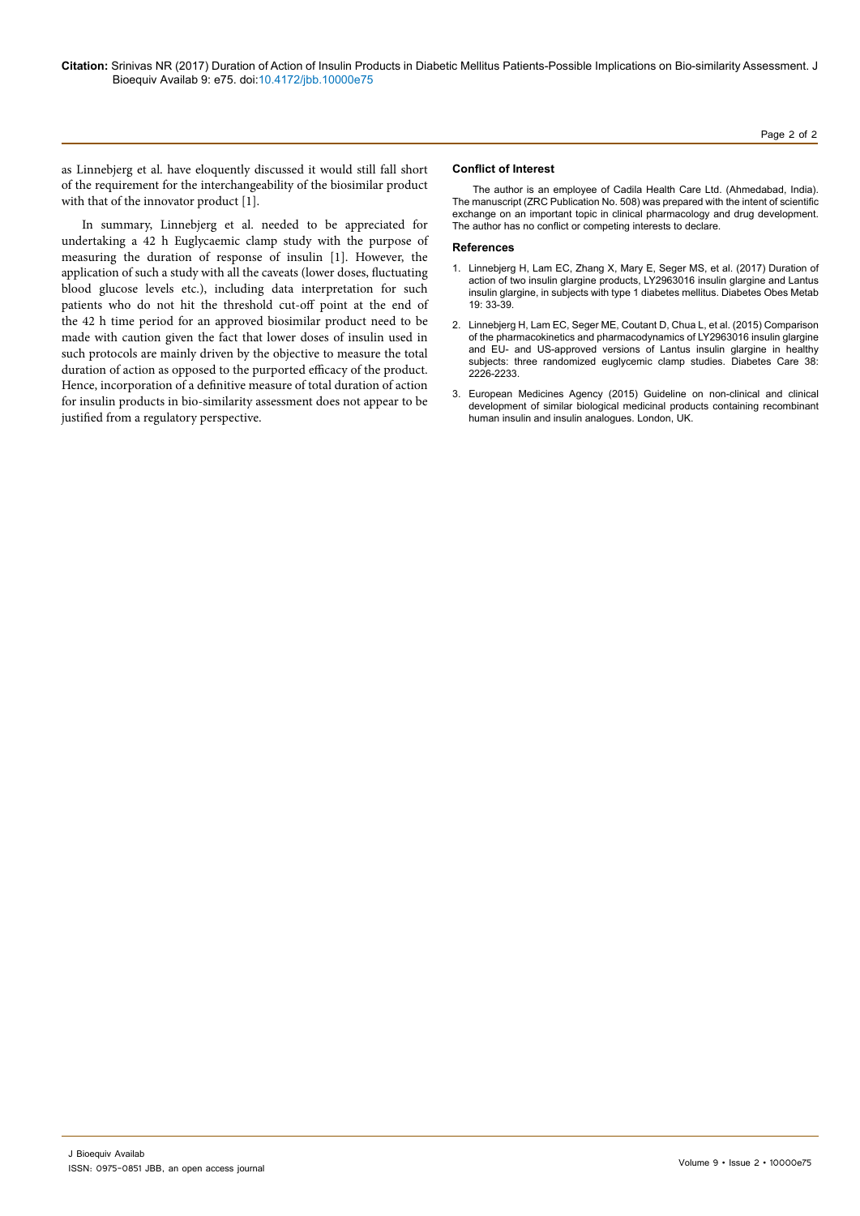as Linnebjerg et al. have eloquently discussed it would still fall short of the requirement for the interchangeability of the biosimilar product with that of the innovator product [1].

In summary, Linnebjerg et al. needed to be appreciated for undertaking a 42 h Euglycaemic clamp study with the purpose of measuring the duration of response of insulin [1]. However, the application of such a study with all the caveats (lower doses, fluctuating blood glucose levels etc.), including data interpretation for such patients who do not hit the threshold cut-off point at the end of the 42 h time period for an approved biosimilar product need to be made with caution given the fact that lower doses of insulin used in such protocols are mainly driven by the objective to measure the total duration of action as opposed to the purported efficacy of the product. Hence, incorporation of a definitive measure of total duration of action for insulin products in bio-similarity assessment does not appear to be justified from a regulatory perspective.

#### Conflict of Interest

The author is an employee of Cadila Health Care Ltd. (Ahmedabad, India). The manuscript (ZRC Publication No. 508) was prepared with the intent of scientific exchange on an important topic in clinical pharmacology and drug development. The author has no conflict or competing interests to declare.

#### References

1. Linnebjerg H, Lam EC, Zhang X, Mary E, Seger MS, et al. (2017) Duration of action of two insulin glargine products, LY2963016 insulin glargine and Lantus insulin glargine, in subjects with type 1 diabetes mellitus. Diabetes Obes Metab 19: 33-39.
2. Linnebjerg H, Lam EC, Seger ME, Coutant D, Chua L, et al. (2015) Comparison of the pharmacokinetics and pharmacodynamics of LY2963016 insulin glargine and EU- and US-approved versions of Lantus insulin glargine in healthy subjects: three randomized euglycemic clamp studies. Diabetes Care 38: 2226-2233.
3. European Medicines Agency (2015) Guideline on non-clinical and clinical development of similar biological medicinal products containing recombinant human insulin and insulin analogues. London, UK.